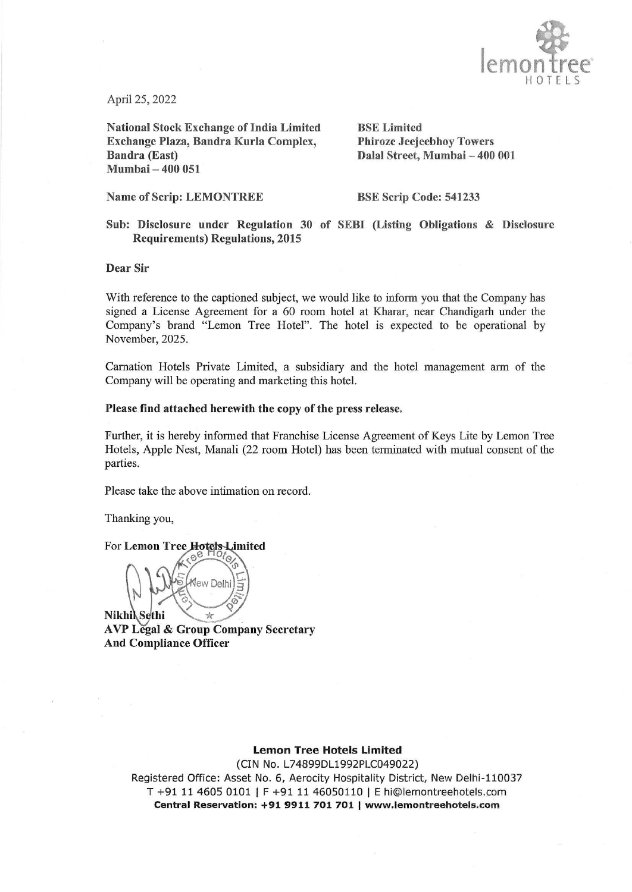April 25, 2022

**National Stock Exchange of India Limited**
**Exchange Plaza, Bandra Kurla Complex,**
**Bandra (East)**
**Mumbai – 400 051**

**BSE Limited**
**Phiroze Jeejeebhoy Towers**
**Dalal Street, Mumbai – 400 001**

**Name of Scrip: LEMONTREE**

**BSE Scrip Code: 541233**

**Sub: Disclosure under Regulation 30 of SEBI (Listing Obligations & Disclosure Requirements) Regulations, 2015**

**Dear Sir**

With reference to the captioned subject, we would like to inform you that the Company has signed a License Agreement for a 60 room hotel at Kharar, near Chandigarh under the Company's brand "Lemon Tree Hotel". The hotel is expected to be operational by November, 2025.

Carnation Hotels Private Limited, a subsidiary and the hotel management arm of the Company will be operating and marketing this hotel.

**Please find attached herewith the copy of the press release.**

Further, it is hereby informed that Franchise License Agreement of Keys Lite by Lemon Tree Hotels, Apple Nest, Manali (22 room Hotel) has been terminated with mutual consent of the parties.

Please take the above intimation on record.

Thanking you,

For **Lemon Tree Hotels Limited**

**Nikhil Sethi**
**AVP Legal & Group Company Secretary**
**And Compliance Officer**

**Lemon Tree Hotels Limited**
(CIN No. L74899DL1992PLC049022)
Registered Office: Asset No. 6, Aerocity Hospitality District, New Delhi-110037
T +91 11 4605 0101 | F +91 11 46050110 | E hi@lemontreehotels.com
**Central Reservation: +91 9911 701 701 | www.lemontreehotels.com**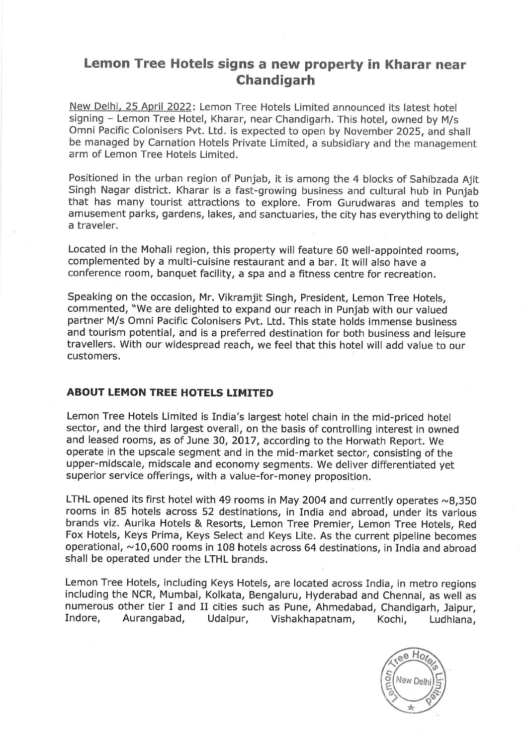# Lemon Tree Hotels signs a new property in Kharar near Chandigarh

New Delhi, 25 April 2022: Lemon Tree Hotels Limited announced its latest hotel signing – Lemon Tree Hotel, Kharar, near Chandigarh. This hotel, owned by M/s Omni Pacific Colonisers Pvt. Ltd. is expected to open by November 2025, and shall be managed by Carnation Hotels Private Limited, a subsidiary and the management arm of Lemon Tree Hotels Limited.

Positioned in the urban region of Punjab, it is among the 4 blocks of Sahibzada Ajit Singh Nagar district. Kharar is a fast-growing business and cultural hub in Punjab that has many tourist attractions to explore. From Gurudwaras and temples to amusement parks, gardens, lakes, and sanctuaries, the city has everything to delight a traveler.

Located in the Mohali region, this property will feature 60 well-appointed rooms, complemented by a multi-cuisine restaurant and a bar. It will also have a conference room, banquet facility, a spa and a fitness centre for recreation.

Speaking on the occasion, Mr. Vikramjit Singh, President, Lemon Tree Hotels, commented, "We are delighted to expand our reach in Punjab with our valued partner M/s Omni Pacific Colonisers Pvt. Ltd. This state holds immense business and tourism potential, and is a preferred destination for both business and leisure travellers. With our widespread reach, we feel that this hotel will add value to our customers.

## ABOUT LEMON TREE HOTELS LIMITED

Lemon Tree Hotels Limited is India's largest hotel chain in the mid-priced hotel sector, and the third largest overall, on the basis of controlling interest in owned and leased rooms, as of June 30, 2017, according to the Horwath Report. We operate in the upscale segment and in the mid-market sector, consisting of the upper-midscale, midscale and economy segments. We deliver differentiated yet superior service offerings, with a value-for-money proposition.

LTHL opened its first hotel with 49 rooms in May 2004 and currently operates ~8,350 rooms in 85 hotels across 52 destinations, in India and abroad, under its various brands viz. Aurika Hotels & Resorts, Lemon Tree Premier, Lemon Tree Hotels, Red Fox Hotels, Keys Prima, Keys Select and Keys Lite. As the current pipeline becomes operational, ~10,600 rooms in 108 hotels across 64 destinations, in India and abroad shall be operated under the LTHL brands.

Lemon Tree Hotels, including Keys Hotels, are located across India, in metro regions including the NCR, Mumbai, Kolkata, Bengaluru, Hyderabad and Chennai, as well as numerous other tier I and II cities such as Pune, Ahmedabad, Chandigarh, Jaipur, Indore, Aurangabad, Udaipur, Vishakhapatnam, Kochi, Ludhiana,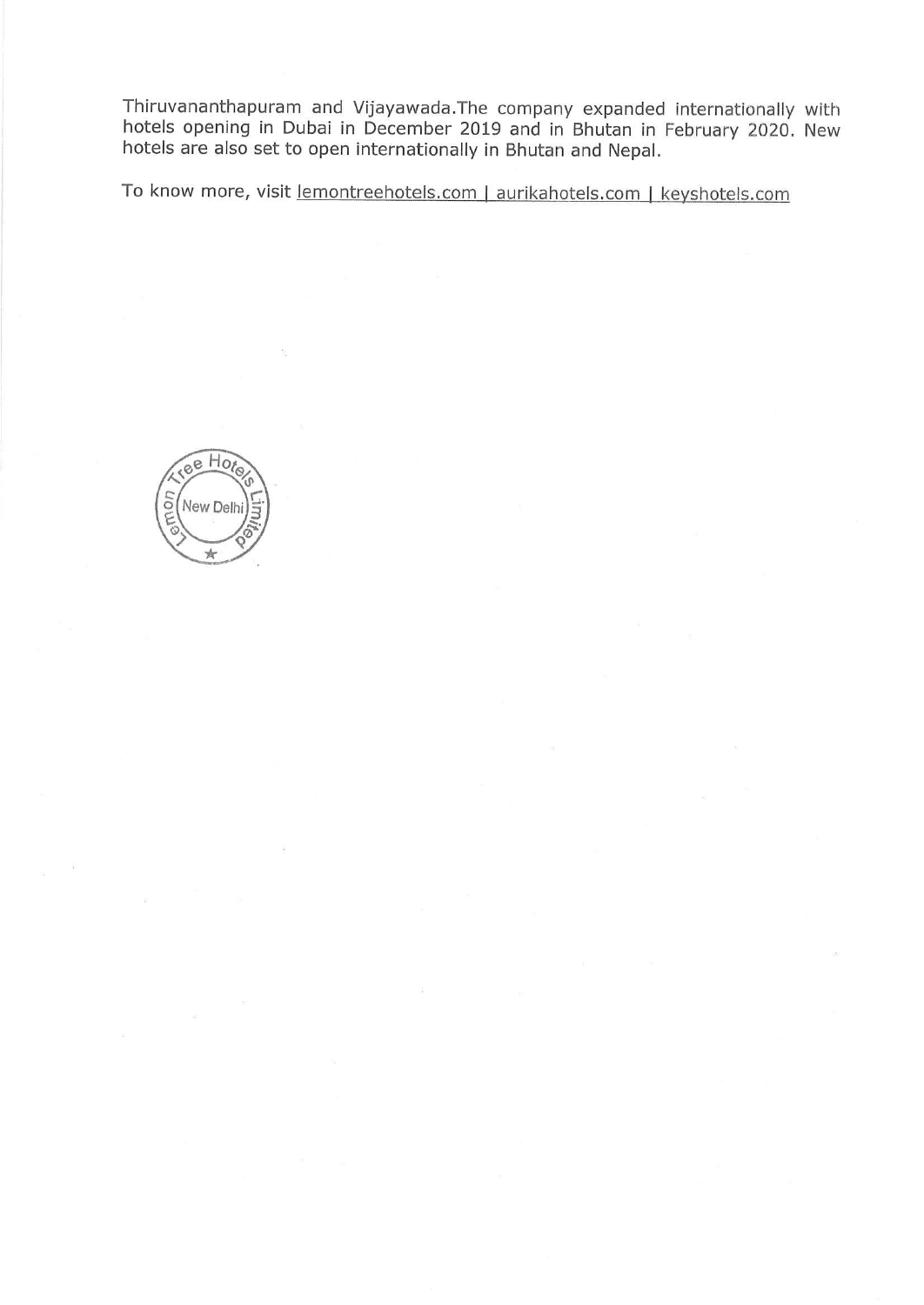Thiruvananthapuram and Vijayawada.The company expanded internationally with hotels opening in Dubai in December 2019 and in Bhutan in February 2020. New hotels are also set to open internationally in Bhutan and Nepal.

To know more, visit lemontreehotels.com | aurikahotels.com | keyshotels.com